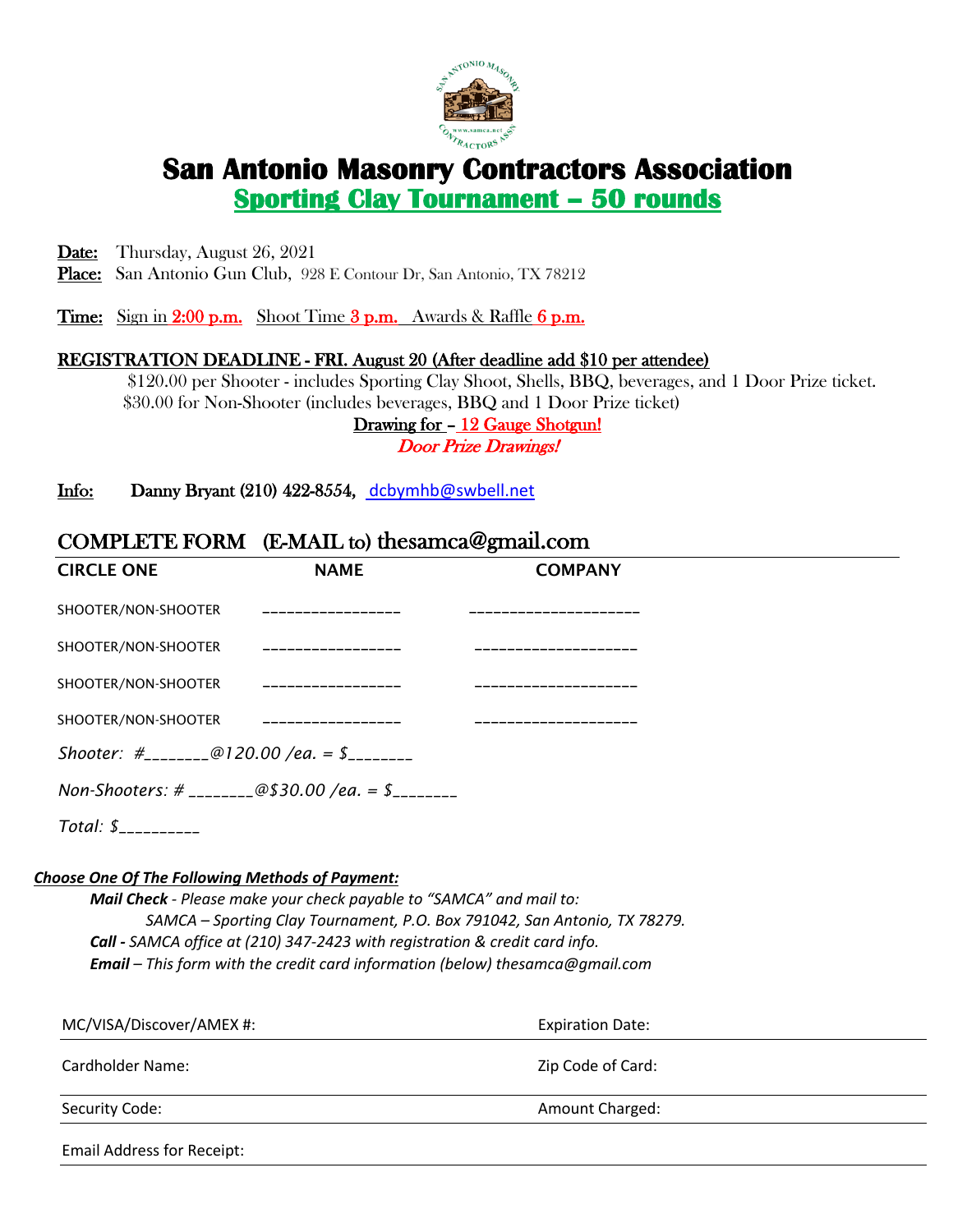# San Antonio Masonry Contractors Association

## Sporting Clay Tournament – 50 rounds

**Date:** Thursday, August 26, 2021
**Place:** San Antonio Gun Club, 928 E Contour Dr, San Antonio, TX 78212

**Time:** Sign in 2:00 p.m. Shoot Time 3 p.m. Awards & Raffle 6 p.m.

**REGISTRATION DEADLINE - FRI. August 20 (After deadline add $10 per attendee)**

$120.00 per Shooter - includes Sporting Clay Shoot, Shells, BBQ, beverages, and 1 Door Prize ticket.
$30.00 for Non-Shooter (includes beverages, BBQ and 1 Door Prize ticket)

Drawing for – 12 Gauge Shotgun!

*Door Prize Drawings!*

**Info:** Danny Bryant (210) 422-8554, dcbymhb@swbell.net

## COMPLETE FORM (E-MAIL to) thesamca@gmail.com

| CIRCLE ONE | NAME | COMPANY |
|---|---|---|
| SHOOTER/NON-SHOOTER | _________________ | ____________________ |
| SHOOTER/NON-SHOOTER | _________________ | ____________________ |
| SHOOTER/NON-SHOOTER | _________________ | ____________________ |
| SHOOTER/NON-SHOOTER | _________________ | ____________________ |

*Shooter: #________@120.00 /ea. = $________*

*Non-Shooters: # ________@$30.00 /ea. = $________*

*Total: $__________*

***Choose One Of The Following Methods of Payment:***

***Mail Check*** *- Please make your check payable to "SAMCA" and mail to:*
*SAMCA – Sporting Clay Tournament, P.O. Box 791042, San Antonio, TX 78279.*

***Call -*** *SAMCA office at (210) 347-2423 with registration & credit card info.*

***Email*** *– This form with the credit card information (below) thesamca@gmail.com*

| | |
|---|---|
| MC/VISA/Discover/AMEX #: | Expiration Date: |
| Cardholder Name: | Zip Code of Card: |
| Security Code: | Amount Charged: |
| Email Address for Receipt: | |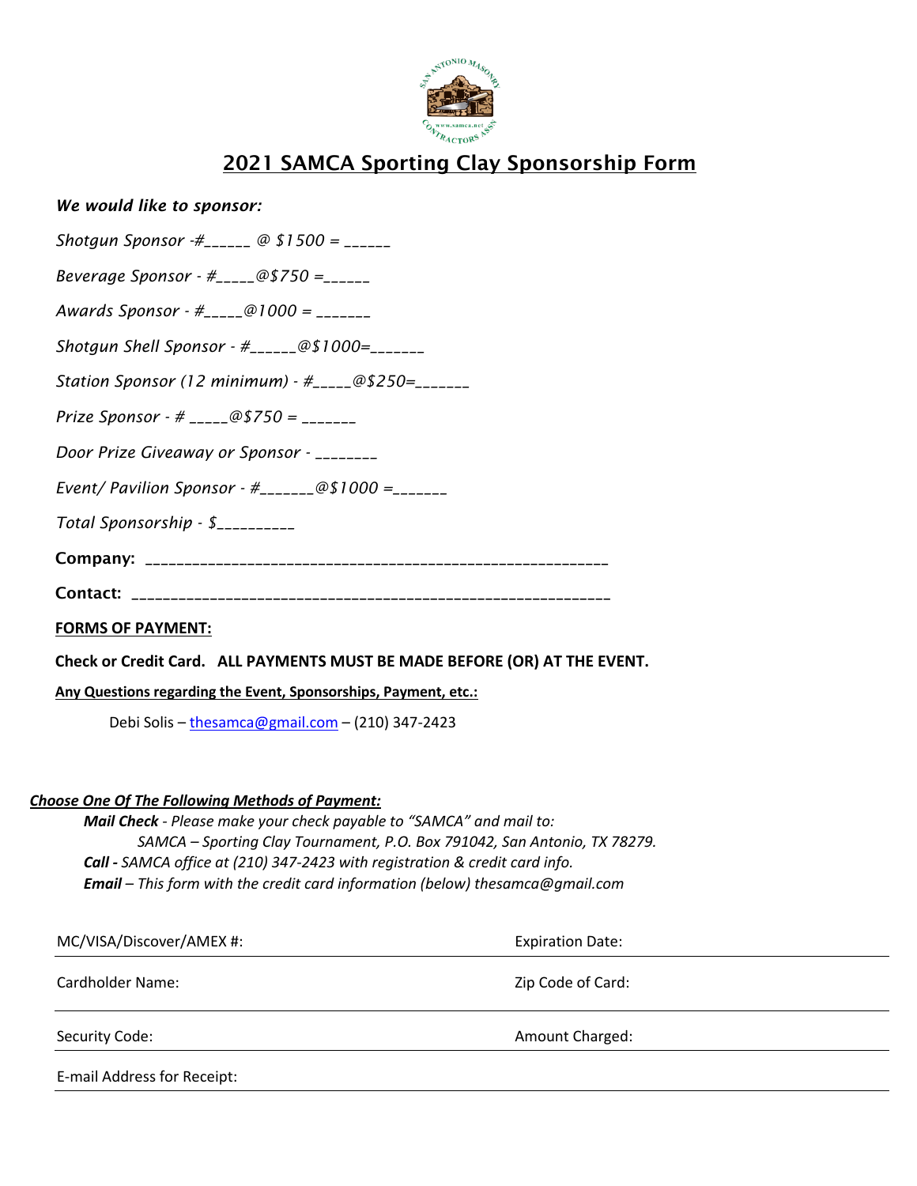# 2021 SAMCA Sporting Clay Sponsorship Form

***We would like to sponsor:***

*Shotgun Sponsor -#______ @ $1500 = ______*

*Beverage Sponsor - #_____@$750 =______*

*Awards Sponsor - #_____@1000 = _______*

*Shotgun Shell Sponsor - #______@$1000=_______*

*Station Sponsor (12 minimum) - #_____@$250=_______*

*Prize Sponsor - # _____@$750 = _______*

*Door Prize Giveaway or Sponsor - ________*

*Event/ Pavilion Sponsor - #_______@$1000 =_______*

*Total Sponsorship - $__________*

**Company:** ___________________________________________________________

**Contact:** ____________________________________________________________

**FORMS OF PAYMENT:**

**Check or Credit Card. ALL PAYMENTS MUST BE MADE BEFORE (OR) AT THE EVENT.**

**Any Questions regarding the Event, Sponsorships, Payment, etc.:**

Debi Solis – thesamca@gmail.com – (210) 347-2423

***Choose One Of The Following Methods of Payment:***

***Mail Check*** *- Please make your check payable to "SAMCA" and mail to:*
*SAMCA – Sporting Clay Tournament, P.O. Box 791042, San Antonio, TX 78279.*

***Call -*** *SAMCA office at (210) 347-2423 with registration & credit card info.*

***Email*** *– This form with the credit card information (below) thesamca@gmail.com*

| | |
|---|---|
| MC/VISA/Discover/AMEX #: | Expiration Date: |
| Cardholder Name: | Zip Code of Card: |
| Security Code: | Amount Charged: |
| E-mail Address for Receipt: | |